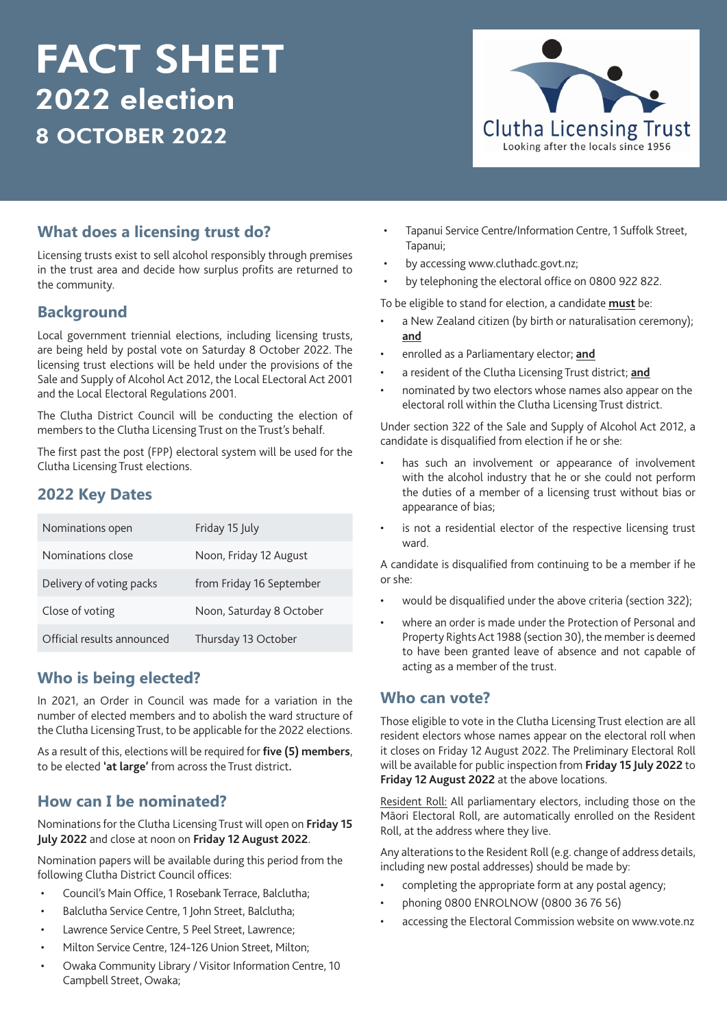# FACT SHEET

## 2022 election

## 8 OCTOBER 2022

Clutha Licensing Trust
Looking after the locals since 1956

## What does a licensing trust do?

Licensing trusts exist to sell alcohol responsibly through premises in the trust area and decide how surplus profits are returned to the community.

## Background

Local government triennial elections, including licensing trusts, are being held by postal vote on Saturday 8 October 2022. The licensing trust elections will be held under the provisions of the Sale and Supply of Alcohol Act 2012, the Local ELectoral Act 2001 and the Local Electoral Regulations 2001.

The Clutha District Council will be conducting the election of members to the Clutha Licensing Trust on the Trust's behalf.

The first past the post (FPP) electoral system will be used for the Clutha Licensing Trust elections.

## 2022 Key Dates

| | |
|---|---|
| Nominations open | Friday 15 July |
| Nominations close | Noon, Friday 12 August |
| Delivery of voting packs | from Friday 16 September |
| Close of voting | Noon, Saturday 8 October |
| Official results announced | Thursday 13 October |

## Who is being elected?

In 2021, an Order in Council was made for a variation in the number of elected members and to abolish the ward structure of the Clutha Licensing Trust, to be applicable for the 2022 elections.

As a result of this, elections will be required for **five (5) members**, to be elected **'at large'** from across the Trust district**.**

## How can I be nominated?

Nominations for the Clutha Licensing Trust will open on **Friday 15 July 2022** and close at noon on **Friday 12 August 2022**.

Nomination papers will be available during this period from the following Clutha District Council offices:

- Council's Main Office, 1 Rosebank Terrace, Balclutha;
- Balclutha Service Centre, 1 John Street, Balclutha;
- Lawrence Service Centre, 5 Peel Street, Lawrence;
- Milton Service Centre, 124-126 Union Street, Milton;
- Owaka Community Library / Visitor Information Centre, 10 Campbell Street, Owaka;
- Tapanui Service Centre/Information Centre, 1 Suffolk Street, Tapanui;
- by accessing www.cluthadc.govt.nz;
- by telephoning the electoral office on 0800 922 822.

To be eligible to stand for election, a candidate **must** be:

- a New Zealand citizen (by birth or naturalisation ceremony); **and**
- enrolled as a Parliamentary elector; **and**
- a resident of the Clutha Licensing Trust district; **and**
- nominated by two electors whose names also appear on the electoral roll within the Clutha Licensing Trust district.

Under section 322 of the Sale and Supply of Alcohol Act 2012, a candidate is disqualified from election if he or she:

- has such an involvement or appearance of involvement with the alcohol industry that he or she could not perform the duties of a member of a licensing trust without bias or appearance of bias;
- is not a residential elector of the respective licensing trust ward.

A candidate is disqualified from continuing to be a member if he or she:

- would be disqualified under the above criteria (section 322);
- where an order is made under the Protection of Personal and Property Rights Act 1988 (section 30), the member is deemed to have been granted leave of absence and not capable of acting as a member of the trust.

## Who can vote?

Those eligible to vote in the Clutha Licensing Trust election are all resident electors whose names appear on the electoral roll when it closes on Friday 12 August 2022. The Preliminary Electoral Roll will be available for public inspection from **Friday 15 July 2022** to **Friday 12 August 2022** at the above locations.

Resident Roll: All parliamentary electors, including those on the Māori Electoral Roll, are automatically enrolled on the Resident Roll, at the address where they live.

Any alterations to the Resident Roll (e.g. change of address details, including new postal addresses) should be made by:

- completing the appropriate form at any postal agency;
- phoning 0800 ENROLNOW (0800 36 76 56)
- accessing the Electoral Commission website on www.vote.nz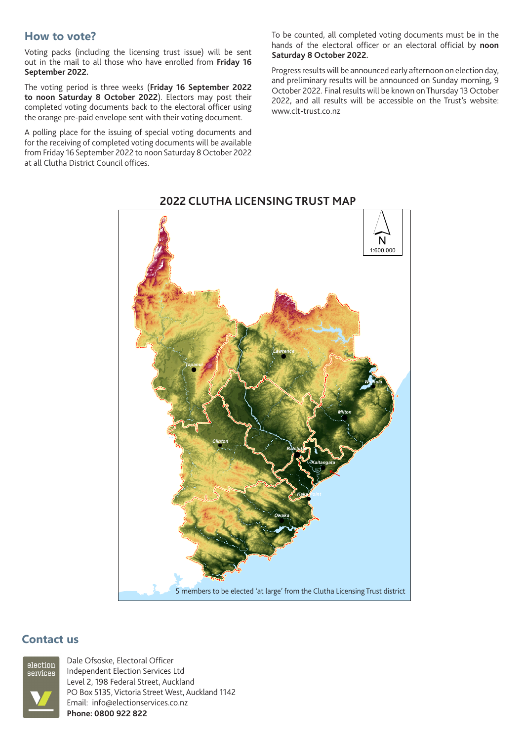## How to vote?

Voting packs (including the licensing trust issue) will be sent out in the mail to all those who have enrolled from **Friday 16 September 2022.**

The voting period is three weeks (**Friday 16 September 2022 to noon Saturday 8 October 2022**). Electors may post their completed voting documents back to the electoral officer using the orange pre-paid envelope sent with their voting document.

A polling place for the issuing of special voting documents and for the receiving of completed voting documents will be available from Friday 16 September 2022 to noon Saturday 8 October 2022 at all Clutha District Council offices.

To be counted, all completed voting documents must be in the hands of the electoral officer or an electoral official by **noon Saturday 8 October 2022.**

Progress results will be announced early afternoon on election day, and preliminary results will be announced on Sunday morning, 9 October 2022. Final results will be known on Thursday 13 October 2022, and all results will be accessible on the Trust's website: www.clt-trust.co.nz

## 2022 CLUTHA LICENSING TRUST MAP

N
1:600,000

Lawrence
Tapanui
Waihola
Milton
Clinton
Balclutha
Kaitangata
Kaka Point
Owaka

5 members to be elected 'at large' from the Clutha Licensing Trust district

## Contact us

election services

Dale Ofsoske, Electoral Officer
Independent Election Services Ltd
Level 2, 198 Federal Street, Auckland
PO Box 5135, Victoria Street West, Auckland 1142
Email: info@electionservices.co.nz
**Phone: 0800 922 822**